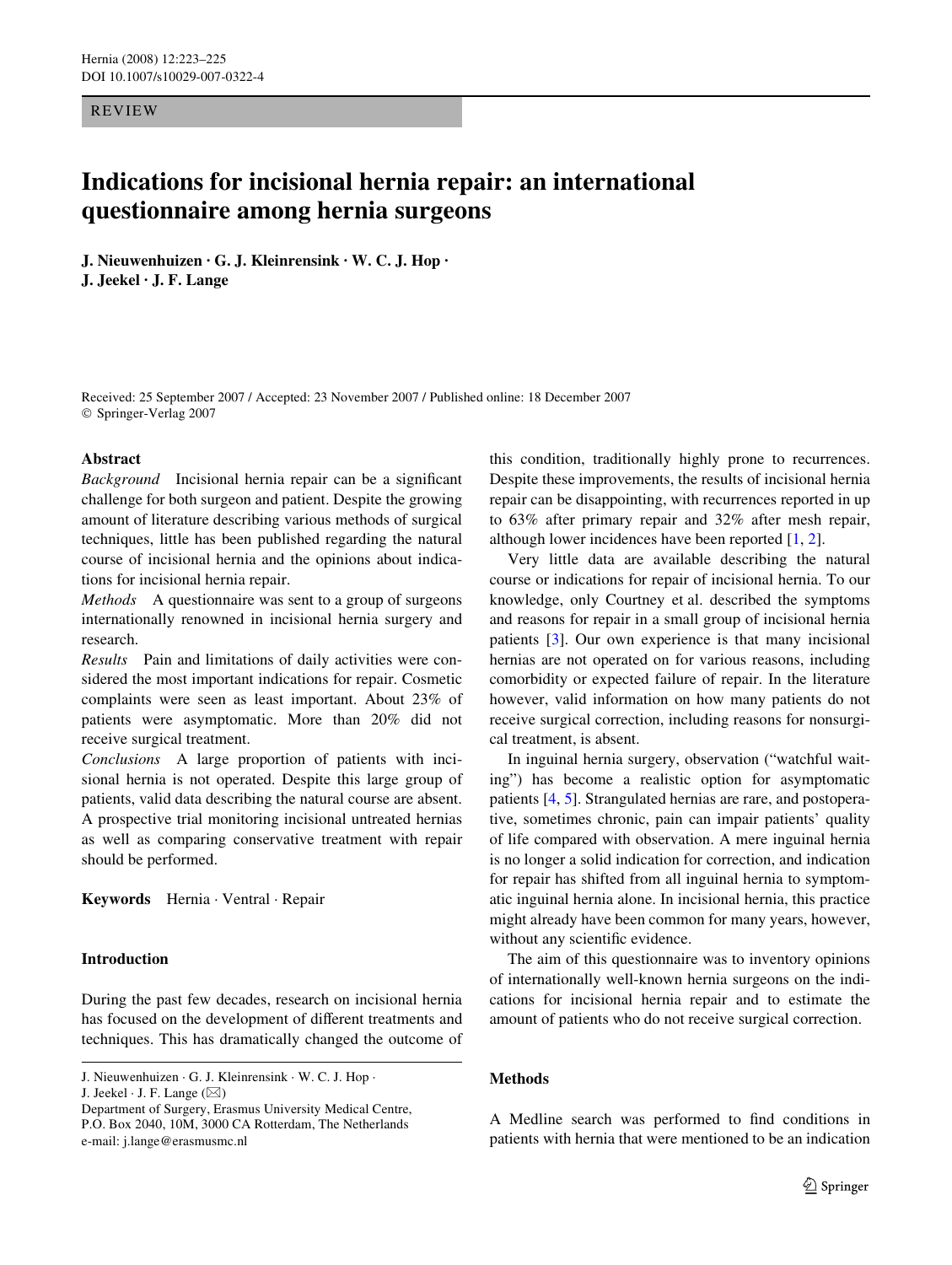REVIEW

# Indications for incisional hernia repair: an international questionnaire among hernia surgeons

**J. Nieuwenhuizen · G. J. Kleinrensink · W. C. J. Hop · J. Jeekel · J. F. Lange**

Received: 25 September 2007 / Accepted: 23 November 2007 / Published online: 18 December 2007
© Springer-Verlag 2007

**Abstract**

*Background* Incisional hernia repair can be a significant challenge for both surgeon and patient. Despite the growing amount of literature describing various methods of surgical techniques, little has been published regarding the natural course of incisional hernia and the opinions about indications for incisional hernia repair.

*Methods* A questionnaire was sent to a group of surgeons internationally renowned in incisional hernia surgery and research.

*Results* Pain and limitations of daily activities were considered the most important indications for repair. Cosmetic complaints were seen as least important. About 23% of patients were asymptomatic. More than 20% did not receive surgical treatment.

*Conclusions* A large proportion of patients with incisional hernia is not operated. Despite this large group of patients, valid data describing the natural course are absent. A prospective trial monitoring incisional untreated hernias as well as comparing conservative treatment with repair should be performed.

**Keywords** Hernia · Ventral · Repair

## Introduction

During the past few decades, research on incisional hernia has focused on the development of different treatments and techniques. This has dramatically changed the outcome of this condition, traditionally highly prone to recurrences. Despite these improvements, the results of incisional hernia repair can be disappointing, with recurrences reported in up to 63% after primary repair and 32% after mesh repair, although lower incidences have been reported [1, 2].

Very little data are available describing the natural course or indications for repair of incisional hernia. To our knowledge, only Courtney et al. described the symptoms and reasons for repair in a small group of incisional hernia patients [3]. Our own experience is that many incisional hernias are not operated on for various reasons, including comorbidity or expected failure of repair. In the literature however, valid information on how many patients do not receive surgical correction, including reasons for nonsurgical treatment, is absent.

In inguinal hernia surgery, observation ("watchful waiting") has become a realistic option for asymptomatic patients [4, 5]. Strangulated hernias are rare, and postoperative, sometimes chronic, pain can impair patients' quality of life compared with observation. A mere inguinal hernia is no longer a solid indication for correction, and indication for repair has shifted from all inguinal hernia to symptomatic inguinal hernia alone. In incisional hernia, this practice might already have been common for many years, however, without any scientific evidence.

The aim of this questionnaire was to inventory opinions of internationally well-known hernia surgeons on the indications for incisional hernia repair and to estimate the amount of patients who do not receive surgical correction.

## Methods

A Medline search was performed to find conditions in patients with hernia that were mentioned to be an indication

J. Nieuwenhuizen · G. J. Kleinrensink · W. C. J. Hop · J. Jeekel · J. F. Lange (✉)
Department of Surgery, Erasmus University Medical Centre, P.O. Box 2040, 10M, 3000 CA Rotterdam, The Netherlands
e-mail: j.lange@erasmusmc.nl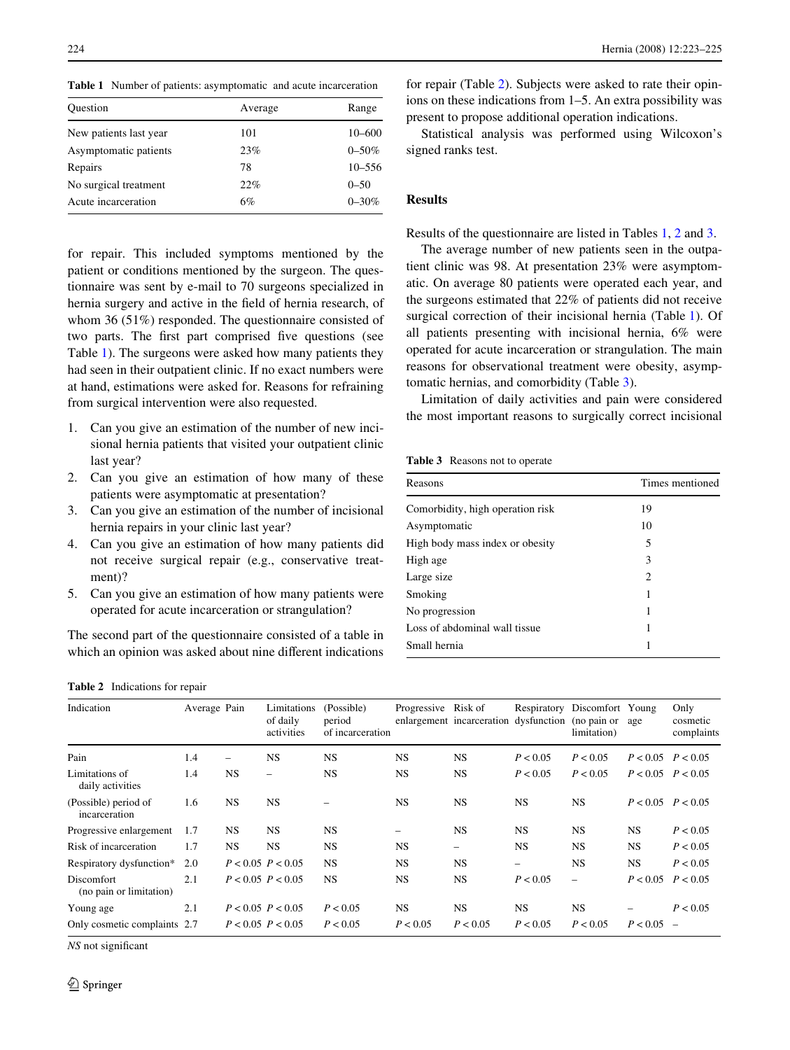**Table 1** Number of patients: asymptomatic and acute incarceration

| Question | Average | Range |
|---|---|---|
| New patients last year | 101 | 10–600 |
| Asymptomatic patients | 23% | 0–50% |
| Repairs | 78 | 10–556 |
| No surgical treatment | 22% | 0–50 |
| Acute incarceration | 6% | 0–30% |

for repair. This included symptoms mentioned by the patient or conditions mentioned by the surgeon. The questionnaire was sent by e-mail to 70 surgeons specialized in hernia surgery and active in the field of hernia research, of whom 36 (51%) responded. The questionnaire consisted of two parts. The first part comprised five questions (see Table 1). The surgeons were asked how many patients they had seen in their outpatient clinic. If no exact numbers were at hand, estimations were asked for. Reasons for refraining from surgical intervention were also requested.

1. Can you give an estimation of the number of new incisional hernia patients that visited your outpatient clinic last year?
2. Can you give an estimation of how many of these patients were asymptomatic at presentation?
3. Can you give an estimation of the number of incisional hernia repairs in your clinic last year?
4. Can you give an estimation of how many patients did not receive surgical repair (e.g., conservative treatment)?
5. Can you give an estimation of how many patients were operated for acute incarceration or strangulation?

The second part of the questionnaire consisted of a table in which an opinion was asked about nine different indications for repair (Table 2). Subjects were asked to rate their opinions on these indications from 1–5. An extra possibility was present to propose additional operation indications.

Statistical analysis was performed using Wilcoxon's signed ranks test.

## Results

Results of the questionnaire are listed in Tables 1, 2 and 3.

The average number of new patients seen in the outpatient clinic was 98. At presentation 23% were asymptomatic. On average 80 patients were operated each year, and the surgeons estimated that 22% of patients did not receive surgical correction of their incisional hernia (Table 1). Of all patients presenting with incisional hernia, 6% were operated for acute incarceration or strangulation. The main reasons for observational treatment were obesity, asymptomatic hernias, and comorbidity (Table 3).

Limitation of daily activities and pain were considered the most important reasons to surgically correct incisional

**Table 3** Reasons not to operate

| Reasons | Times mentioned |
|---|---|
| Comorbidity, high operation risk | 19 |
| Asymptomatic | 10 |
| High body mass index or obesity | 5 |
| High age | 3 |
| Large size | 2 |
| Smoking | 1 |
| No progression | 1 |
| Loss of abdominal wall tissue | 1 |
| Small hernia | 1 |

**Table 2** Indications for repair

| Indication | Average | Pain | Limitations of daily activities | (Possible) period of incarceration | Progressive enlargement | Risk of incarceration | Respiratory dysfunction | Discomfort (no pain or limitation) | Young age | Only cosmetic complaints |
|---|---|---|---|---|---|---|---|---|---|---|
| Pain | 1.4 | – | NS | NS | NS | NS | $P < 0.05$ | $P < 0.05$ | $P < 0.05$ | $P < 0.05$ |
| Limitations of daily activities | 1.4 | NS | – | NS | NS | NS | $P < 0.05$ | $P < 0.05$ | $P < 0.05$ | $P < 0.05$ |
| (Possible) period of incarceration | 1.6 | NS | NS | – | NS | NS | NS | NS | $P < 0.05$ | $P < 0.05$ |
| Progressive enlargement | 1.7 | NS | NS | NS | – | NS | NS | NS | NS | $P < 0.05$ |
| Risk of incarceration | 1.7 | NS | NS | NS | NS | – | NS | NS | NS | $P < 0.05$ |
| Respiratory dysfunction* | 2.0 | $P < 0.05$ | $P < 0.05$ | NS | NS | NS | – | NS | NS | $P < 0.05$ |
| Discomfort (no pain or limitation) | 2.1 | $P < 0.05$ | $P < 0.05$ | NS | NS | NS | $P < 0.05$ | – | $P < 0.05$ | $P < 0.05$ |
| Young age | 2.1 | $P < 0.05$ | $P < 0.05$ | $P < 0.05$ | NS | NS | NS | NS | – | $P < 0.05$ |
| Only cosmetic complaints | 2.7 | $P < 0.05$ | $P < 0.05$ | $P < 0.05$ | $P < 0.05$ | $P < 0.05$ | $P < 0.05$ | $P < 0.05$ | $P < 0.05$ | – |

*NS* not significant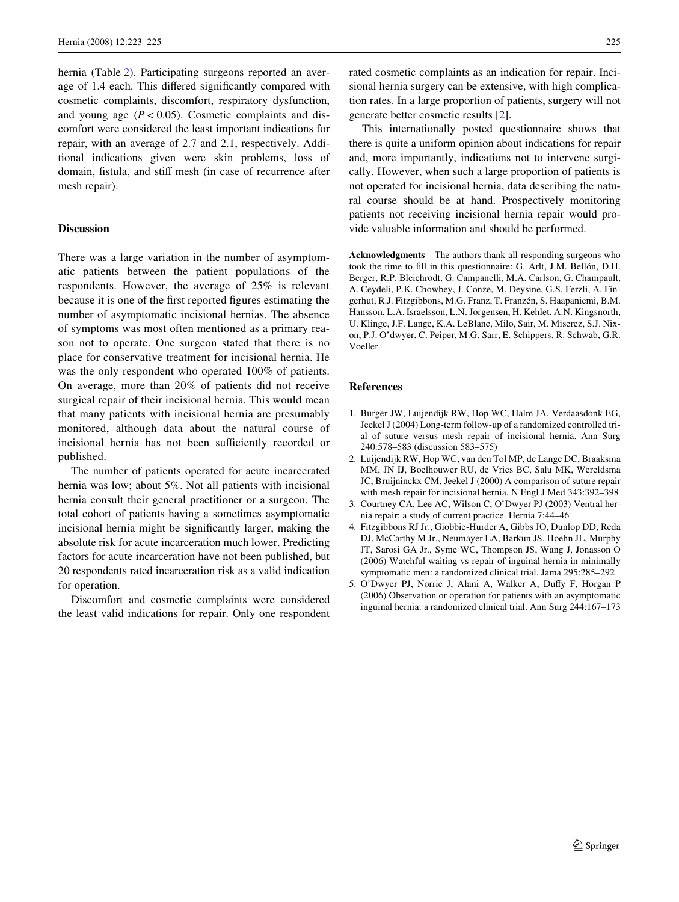hernia (Table 2). Participating surgeons reported an average of 1.4 each. This differed significantly compared with cosmetic complaints, discomfort, respiratory dysfunction, and young age ($P < 0.05$). Cosmetic complaints and discomfort were considered the least important indications for repair, with an average of 2.7 and 2.1, respectively. Additional indications given were skin problems, loss of domain, fistula, and stiff mesh (in case of recurrence after mesh repair).

## Discussion

There was a large variation in the number of asymptomatic patients between the patient populations of the respondents. However, the average of 25% is relevant because it is one of the first reported figures estimating the number of asymptomatic incisional hernias. The absence of symptoms was most often mentioned as a primary reason not to operate. One surgeon stated that there is no place for conservative treatment for incisional hernia. He was the only respondent who operated 100% of patients. On average, more than 20% of patients did not receive surgical repair of their incisional hernia. This would mean that many patients with incisional hernia are presumably monitored, although data about the natural course of incisional hernia has not been sufficiently recorded or published.

The number of patients operated for acute incarcerated hernia was low; about 5%. Not all patients with incisional hernia consult their general practitioner or a surgeon. The total cohort of patients having a sometimes asymptomatic incisional hernia might be significantly larger, making the absolute risk for acute incarceration much lower. Predicting factors for acute incarceration have not been published, but 20 respondents rated incarceration risk as a valid indication for operation.

Discomfort and cosmetic complaints were considered the least valid indications for repair. Only one respondent rated cosmetic complaints as an indication for repair. Incisional hernia surgery can be extensive, with high complication rates. In a large proportion of patients, surgery will not generate better cosmetic results [2].

This internationally posted questionnaire shows that there is quite a uniform opinion about indications for repair and, more importantly, indications not to intervene surgically. However, when such a large proportion of patients is not operated for incisional hernia, data describing the natural course should be at hand. Prospectively monitoring patients not receiving incisional hernia repair would provide valuable information and should be performed.

**Acknowledgments** The authors thank all responding surgeons who took the time to fill in this questionnaire: G. Arlt, J.M. Bellón, D.H. Berger, R.P. Bleichrodt, G. Campanelli, M.A. Carlson, G. Champault, A. Ceydeli, P.K. Chowbey, J. Conze, M. Deysine, G.S. Ferzli, A. Fingerhut, R.J. Fitzgibbons, M.G. Franz, T. Franzén, S. Haapaniemi, B.M. Hansson, L.A. Israelsson, L.N. Jorgensen, H. Kehlet, A.N. Kingsnorth, U. Klinge, J.F. Lange, K.A. LeBlanc, Milo, Sair, M. Miserez, S.J. Nixon, P.J. O'dwyer, C. Peiper, M.G. Sarr, E. Schippers, R. Schwab, G.R. Voeller.

## References

1. Burger JW, Luijendijk RW, Hop WC, Halm JA, Verdaasdonk EG, Jeekel J (2004) Long-term follow-up of a randomized controlled trial of suture versus mesh repair of incisional hernia. Ann Surg 240:578–583 (discussion 583–575)
2. Luijendijk RW, Hop WC, van den Tol MP, de Lange DC, Braaksma MM, JN IJ, Boelhouwer RU, de Vries BC, Salu MK, Wereldsma JC, Bruijninckx CM, Jeekel J (2000) A comparison of suture repair with mesh repair for incisional hernia. N Engl J Med 343:392–398
3. Courtney CA, Lee AC, Wilson C, O'Dwyer PJ (2003) Ventral hernia repair: a study of current practice. Hernia 7:44–46
4. Fitzgibbons RJ Jr., Giobbie-Hurder A, Gibbs JO, Dunlop DD, Reda DJ, McCarthy M Jr., Neumayer LA, Barkun JS, Hoehn JL, Murphy JT, Sarosi GA Jr., Syme WC, Thompson JS, Wang J, Jonasson O (2006) Watchful waiting vs repair of inguinal hernia in minimally symptomatic men: a randomized clinical trial. Jama 295:285–292
5. O'Dwyer PJ, Norrie J, Alani A, Walker A, Duffy F, Horgan P (2006) Observation or operation for patients with an asymptomatic inguinal hernia: a randomized clinical trial. Ann Surg 244:167–173